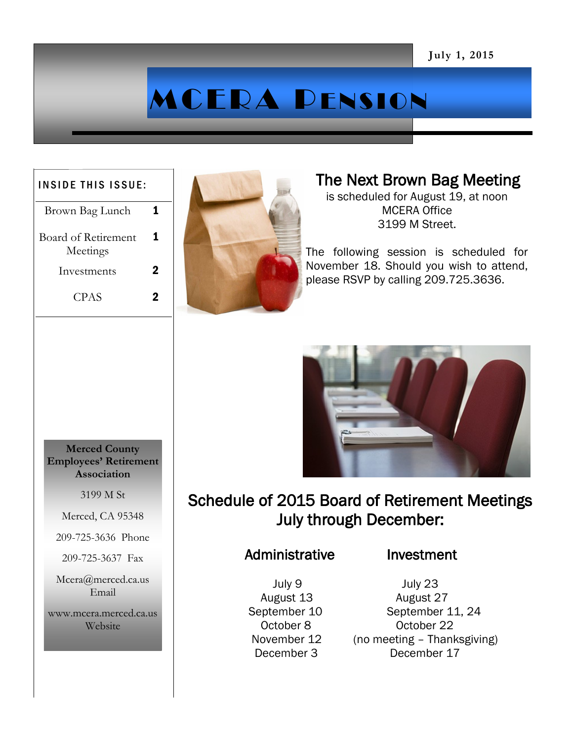July 1, 2015

# MCERA Pension

**INSIDE THIS ISSUE:**

| | |
|---|---|
| Brown Bag Lunch | 1 |
| Board of Retirement Meetings | 1 |
| Investments | 2 |
| CPAS | 2 |

**Merced County Employees' Retirement Association**

3199 M St

Merced, CA 95348

209-725-3636 Phone

209-725-3637 Fax

Mcera@merced.ca.us Email

www.mcera.merced.ca.us Website

## The Next Brown Bag Meeting

is scheduled for August 19, at noon
MCERA Office
3199 M Street.

The following session is scheduled for November 18. Should you wish to attend, please RSVP by calling 209.725.3636.

## Schedule of 2015 Board of Retirement Meetings July through December:

| Administrative | Investment |
|---|---|
| July 9 | July 23 |
| August 13 | August 27 |
| September 10 | September 11, 24 |
| October 8 | October 22 |
| November 12 | (no meeting – Thanksgiving) |
| December 3 | December 17 |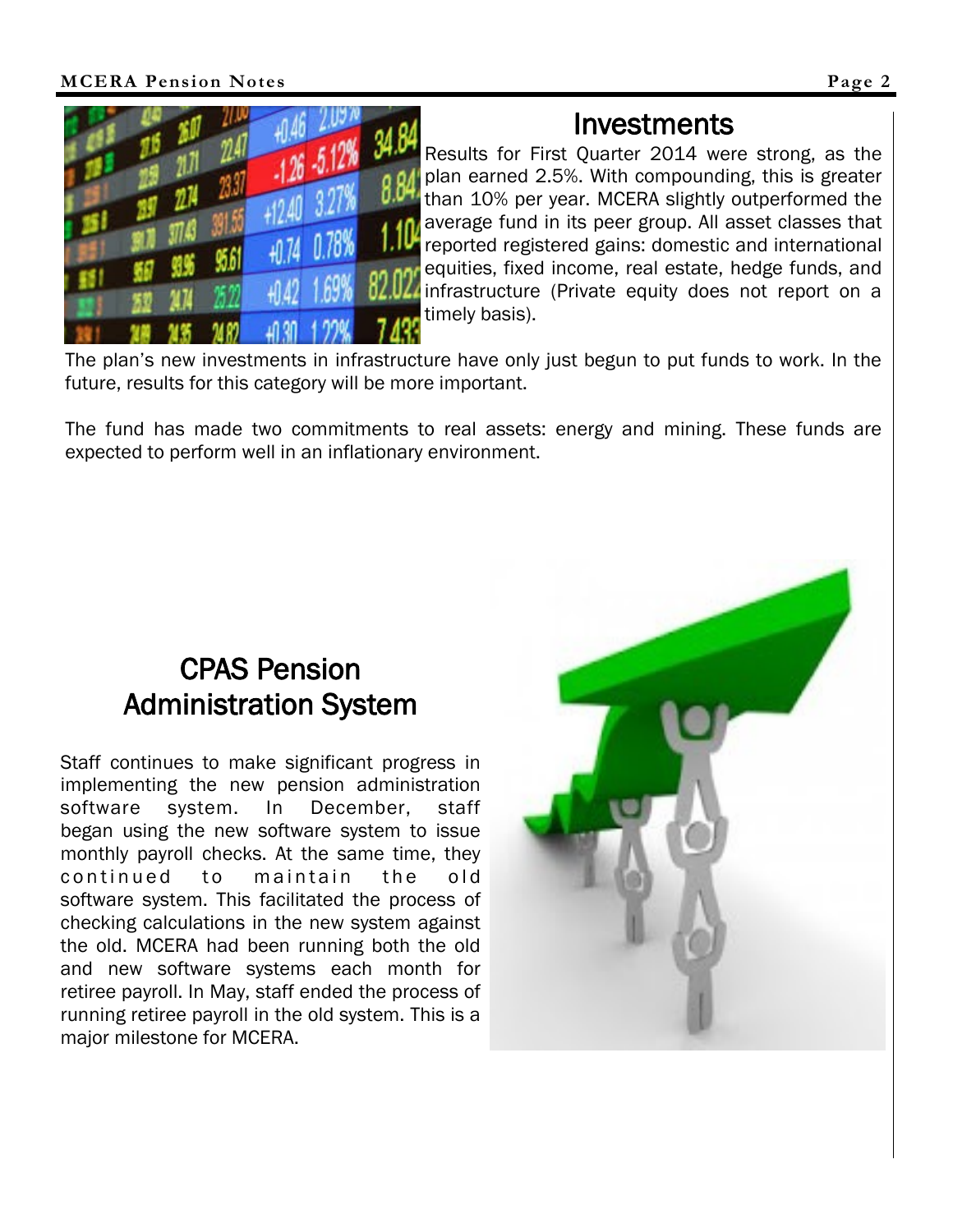## Investments

Results for First Quarter 2014 were strong, as the plan earned 2.5%. With compounding, this is greater than 10% per year. MCERA slightly outperformed the average fund in its peer group. All asset classes that reported registered gains: domestic and international equities, fixed income, real estate, hedge funds, and infrastructure (Private equity does not report on a timely basis).

The plan's new investments in infrastructure have only just begun to put funds to work. In the future, results for this category will be more important.

The fund has made two commitments to real assets: energy and mining. These funds are expected to perform well in an inflationary environment.

## CPAS Pension Administration System

Staff continues to make significant progress in implementing the new pension administration software system. In December, staff began using the new software system to issue monthly payroll checks. At the same time, they continued to maintain the old software system. This facilitated the process of checking calculations in the new system against the old. MCERA had been running both the old and new software systems each month for retiree payroll. In May, staff ended the process of running retiree payroll in the old system. This is a major milestone for MCERA.